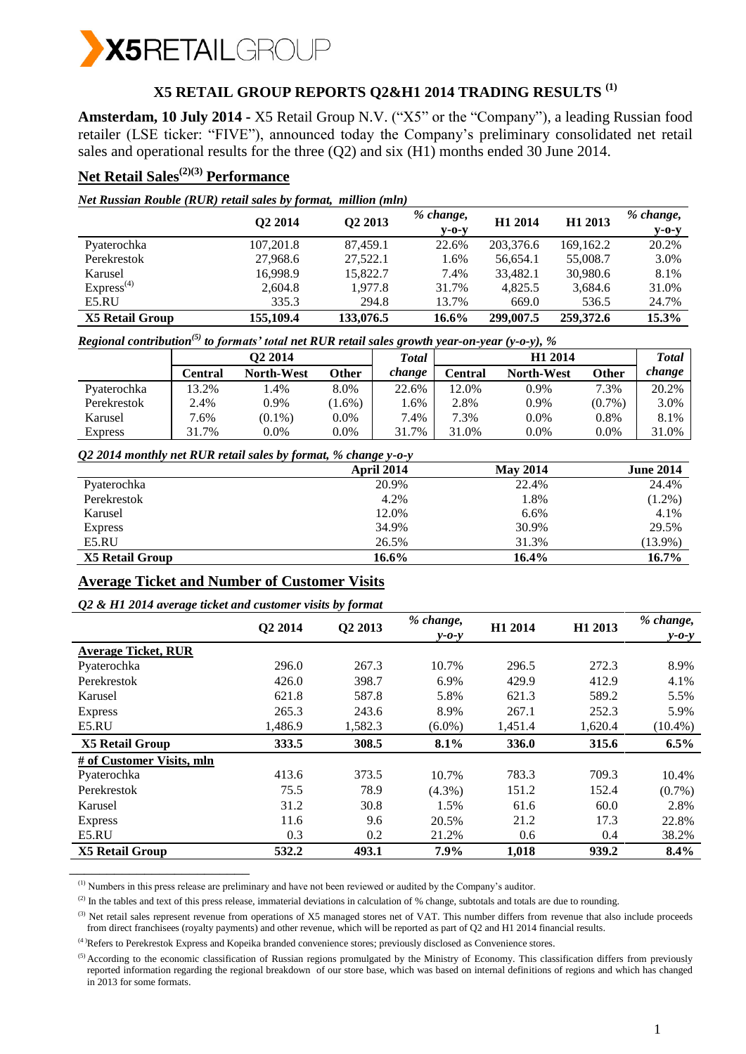# X5 RETAIL GROUP REPORTS Q2&H1 2014 TRADING RESULTS [(1)]

**Amsterdam, 10 July 2014 -** X5 Retail Group N.V. ("X5" or the "Company"), a leading Russian food retailer (LSE ticker: "FIVE"), announced today the Company's preliminary consolidated net retail sales and operational results for the three (Q2) and six (H1) months ended 30 June 2014.

## Net Retail Sales[(2)(3)] Performance

*Net Russian Rouble (RUR) retail sales by format, million (mln)*

| | Q2 2014 | Q2 2013 | *% change, y-o-y* | H1 2014 | H1 2013 | *% change, y-o-y* |
|---|---|---|---|---|---|---|
| Pyaterochka | 107,201.8 | 87,459.1 | 22.6% | 203,376.6 | 169,162.2 | 20.2% |
| Perekrestok | 27,968.6 | 27,522.1 | 1.6% | 56,654.1 | 55,008.7 | 3.0% |
| Karusel | 16,998.9 | 15,822.7 | 7.4% | 33,482.1 | 30,980.6 | 8.1% |
| Express[(4)] | 2,604.8 | 1,977.8 | 31.7% | 4,825.5 | 3,684.6 | 31.0% |
| E5.RU | 335.3 | 294.8 | 13.7% | 669.0 | 536.5 | 24.7% |
| **X5 Retail Group** | **155,109.4** | **133,076.5** | **16.6%** | **299,007.5** | **259,372.6** | **15.3%** |

*Regional contribution[(5)] to formats' total net RUR retail sales growth year-on-year (y-o-y), %*

| | Q2 2014 | | | *Total* | H1 2014 | | | *Total* |
|---|---|---|---|---|---|---|---|---|
| | Central | North-West | Other | *change* | Central | North-West | Other | *change* |
| Pyaterochka | 13.2% | 1.4% | 8.0% | 22.6% | 12.0% | 0.9% | 7.3% | 20.2% |
| Perekrestok | 2.4% | 0.9% | (1.6%) | 1.6% | 2.8% | 0.9% | (0.7%) | 3.0% |
| Karusel | 7.6% | (0.1%) | 0.0% | 7.4% | 7.3% | 0.0% | 0.8% | 8.1% |
| Express | 31.7% | 0.0% | 0.0% | 31.7% | 31.0% | 0.0% | 0.0% | 31.0% |

*Q2 2014 monthly net RUR retail sales by format, % change y-o-y*

| | April 2014 | May 2014 | June 2014 |
|---|---|---|---|
| Pyaterochka | 20.9% | 22.4% | 24.4% |
| Perekrestok | 4.2% | 1.8% | (1.2%) |
| Karusel | 12.0% | 6.6% | 4.1% |
| Express | 34.9% | 30.9% | 29.5% |
| E5.RU | 26.5% | 31.3% | (13.9%) |
| **X5 Retail Group** | **16.6%** | **16.4%** | **16.7%** |

## Average Ticket and Number of Customer Visits

*Q2 & H1 2014 average ticket and customer visits by format*

| | Q2 2014 | Q2 2013 | *% change, y-o-y* | H1 2014 | H1 2013 | *% change, y-o-y* |
|---|---|---|---|---|---|---|
| **Average Ticket, RUR** | | | | | | |
| Pyaterochka | 296.0 | 267.3 | 10.7% | 296.5 | 272.3 | 8.9% |
| Perekrestok | 426.0 | 398.7 | 6.9% | 429.9 | 412.9 | 4.1% |
| Karusel | 621.8 | 587.8 | 5.8% | 621.3 | 589.2 | 5.5% |
| Express | 265.3 | 243.6 | 8.9% | 267.1 | 252.3 | 5.9% |
| E5.RU | 1,486.9 | 1,582.3 | (6.0%) | 1,451.4 | 1,620.4 | (10.4%) |
| **X5 Retail Group** | **333.5** | **308.5** | **8.1%** | **336.0** | **315.6** | **6.5%** |
| **# of Customer Visits, mln** | | | | | | |
| Pyaterochka | 413.6 | 373.5 | 10.7% | 783.3 | 709.3 | 10.4% |
| Perekrestok | 75.5 | 78.9 | (4.3%) | 151.2 | 152.4 | (0.7%) |
| Karusel | 31.2 | 30.8 | 1.5% | 61.6 | 60.0 | 2.8% |
| Express | 11.6 | 9.6 | 20.5% | 21.2 | 17.3 | 22.8% |
| E5.RU | 0.3 | 0.2 | 21.2% | 0.6 | 0.4 | 38.2% |
| **X5 Retail Group** | **532.2** | **493.1** | **7.9%** | **1,018** | **939.2** | **8.4%** |

---

(1) Numbers in this press release are preliminary and have not been reviewed or audited by the Company's auditor.

(2) In the tables and text of this press release, immaterial deviations in calculation of % change, subtotals and totals are due to rounding.

(3) Net retail sales represent revenue from operations of X5 managed stores net of VAT. This number differs from revenue that also include proceeds from direct franchisees (royalty payments) and other revenue, which will be reported as part of Q2 and H1 2014 financial results.

(4) Refers to Perekrestok Express and Kopeika branded convenience stores; previously disclosed as Convenience stores.

(5) According to the economic classification of Russian regions promulgated by the Ministry of Economy. This classification differs from previously reported information regarding the regional breakdown of our store base, which was based on internal definitions of regions and which has changed in 2013 for some formats.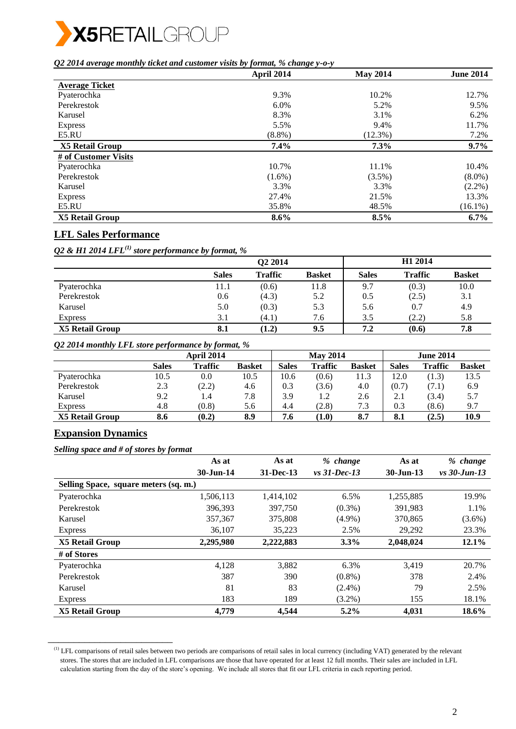*Q2 2014 average monthly ticket and customer visits by format, % change y-o-y*

| | April 2014 | May 2014 | June 2014 |
|---|---|---|---|
| **Average Ticket** | | | |
| Pyaterochka | 9.3% | 10.2% | 12.7% |
| Perekrestok | 6.0% | 5.2% | 9.5% |
| Karusel | 8.3% | 3.1% | 6.2% |
| Express | 5.5% | 9.4% | 11.7% |
| E5.RU | (8.8%) | (12.3%) | 7.2% |
| **X5 Retail Group** | **7.4%** | **7.3%** | **9.7%** |
| **# of Customer Visits** | | | |
| Pyaterochka | 10.7% | 11.1% | 10.4% |
| Perekrestok | (1.6%) | (3.5%) | (8.0%) |
| Karusel | 3.3% | 3.3% | (2.2%) |
| Express | 27.4% | 21.5% | 13.3% |
| E5.RU | 35.8% | 48.5% | (16.1%) |
| **X5 Retail Group** | **8.6%** | **8.5%** | **6.7%** |

## LFL Sales Performance

*Q2 & H1 2014 LFL[1] store performance by format, %*

| | Q2 2014 | | | H1 2014 | | |
|---|---|---|---|---|---|---|
| | **Sales** | **Traffic** | **Basket** | **Sales** | **Traffic** | **Basket** |
| Pyaterochka | 11.1 | (0.6) | 11.8 | 9.7 | (0.3) | 10.0 |
| Perekrestok | 0.6 | (4.3) | 5.2 | 0.5 | (2.5) | 3.1 |
| Karusel | 5.0 | (0.3) | 5.3 | 5.6 | 0.7 | 4.9 |
| Express | 3.1 | (4.1) | 7.6 | 3.5 | (2.2) | 5.8 |
| **X5 Retail Group** | **8.1** | **(1.2)** | **9.5** | **7.2** | **(0.6)** | **7.8** |

*Q2 2014 monthly LFL store performance by format, %*

| | April 2014 | | | May 2014 | | | June 2014 | | |
|---|---|---|---|---|---|---|---|---|---|
| | **Sales** | **Traffic** | **Basket** | **Sales** | **Traffic** | **Basket** | **Sales** | **Traffic** | **Basket** |
| Pyaterochka | 10.5 | 0.0 | 10.5 | 10.6 | (0.6) | 11.3 | 12.0 | (1.3) | 13.5 |
| Perekrestok | 2.3 | (2.2) | 4.6 | 0.3 | (3.6) | 4.0 | (0.7) | (7.1) | 6.9 |
| Karusel | 9.2 | 1.4 | 7.8 | 3.9 | 1.2 | 2.6 | 2.1 | (3.4) | 5.7 |
| Express | 4.8 | (0.8) | 5.6 | 4.4 | (2.8) | 7.3 | 0.3 | (8.6) | 9.7 |
| **X5 Retail Group** | **8.6** | **(0.2)** | **8.9** | **7.6** | **(1.0)** | **8.7** | **8.1** | **(2.5)** | **10.9** |

## Expansion Dynamics

*Selling space and # of stores by format*

| | As at 30-Jun-14 | As at 31-Dec-13 | *% change vs 31-Dec-13* | As at 30-Jun-13 | *% change vs 30-Jun-13* |
|---|---|---|---|---|---|
| **Selling Space, square meters (sq. m.)** | | | | | |
| Pyaterochka | 1,506,113 | 1,414,102 | 6.5% | 1,255,885 | 19.9% |
| Perekrestok | 396,393 | 397,750 | (0.3%) | 391,983 | 1.1% |
| Karusel | 357,367 | 375,808 | (4.9%) | 370,865 | (3.6%) |
| Express | 36,107 | 35,223 | 2.5% | 29,292 | 23.3% |
| **X5 Retail Group** | **2,295,980** | **2,222,883** | **3.3%** | **2,048,024** | **12.1%** |
| **# of Stores** | | | | | |
| Pyaterochka | 4,128 | 3,882 | 6.3% | 3,419 | 20.7% |
| Perekrestok | 387 | 390 | (0.8%) | 378 | 2.4% |
| Karusel | 81 | 83 | (2.4%) | 79 | 2.5% |
| Express | 183 | 189 | (3.2%) | 155 | 18.1% |
| **X5 Retail Group** | **4,779** | **4,544** | **5.2%** | **4,031** | **18.6%** |

---

[1] LFL comparisons of retail sales between two periods are comparisons of retail sales in local currency (including VAT) generated by the relevant stores. The stores that are included in LFL comparisons are those that have operated for at least 12 full months. Their sales are included in LFL calculation starting from the day of the store's opening. We include all stores that fit our LFL criteria in each reporting period.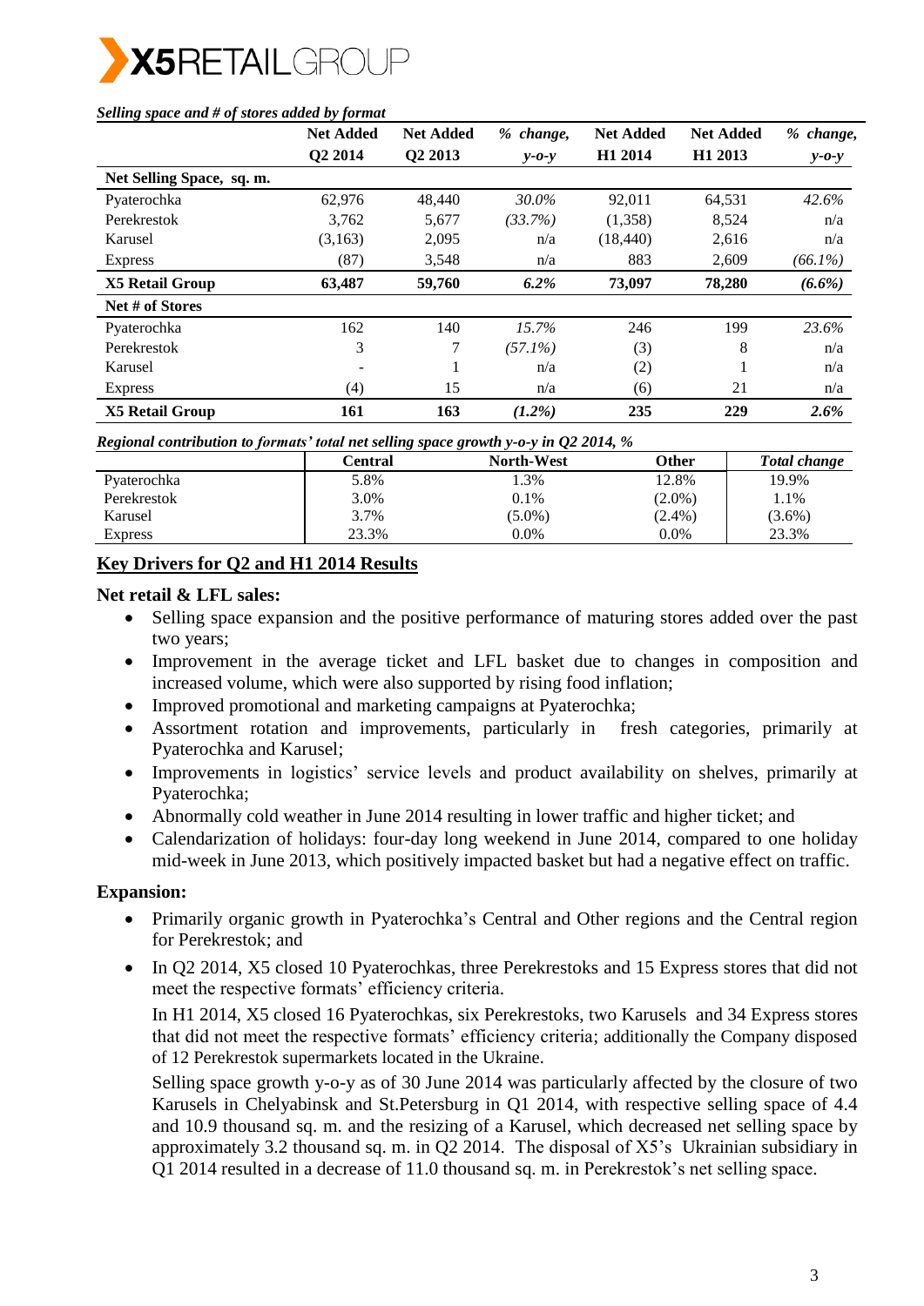*Selling space and # of stores added by format*

| | Net Added Q2 2014 | Net Added Q2 2013 | *% change, y-o-y* | Net Added H1 2014 | Net Added H1 2013 | *% change, y-o-y* |
|---|---|---|---|---|---|---|
| **Net Selling Space, sq. m.** | | | | | | |
| Pyaterochka | 62,976 | 48,440 | *30.0%* | 92,011 | 64,531 | *42.6%* |
| Perekrestok | 3,762 | 5,677 | *(33.7%)* | (1,358) | 8,524 | n/a |
| Karusel | (3,163) | 2,095 | n/a | (18,440) | 2,616 | n/a |
| Express | (87) | 3,548 | n/a | 883 | 2,609 | *(66.1%)* |
| **X5 Retail Group** | **63,487** | **59,760** | ***6.2%*** | **73,097** | **78,280** | ***(6.6%)*** |
| **Net # of Stores** | | | | | | |
| Pyaterochka | 162 | 140 | *15.7%* | 246 | 199 | *23.6%* |
| Perekrestok | 3 | 7 | *(57.1%)* | (3) | 8 | n/a |
| Karusel | - | 1 | n/a | (2) | 1 | n/a |
| Express | (4) | 15 | n/a | (6) | 21 | n/a |
| **X5 Retail Group** | **161** | **163** | ***(1.2%)*** | **235** | **229** | ***2.6%*** |

*Regional contribution to formats' total net selling space growth y-o-y in Q2 2014, %*

| | Central | North-West | Other | *Total change* |
|---|---|---|---|---|
| Pyaterochka | 5.8% | 1.3% | 12.8% | 19.9% |
| Perekrestok | 3.0% | 0.1% | (2.0%) | 1.1% |
| Karusel | 3.7% | (5.0%) | (2.4%) | (3.6%) |
| Express | 23.3% | 0.0% | 0.0% | 23.3% |

## Key Drivers for Q2 and H1 2014 Results

### Net retail & LFL sales:

- Selling space expansion and the positive performance of maturing stores added over the past two years;
- Improvement in the average ticket and LFL basket due to changes in composition and increased volume, which were also supported by rising food inflation;
- Improved promotional and marketing campaigns at Pyaterochka;
- Assortment rotation and improvements, particularly in fresh categories, primarily at Pyaterochka and Karusel;
- Improvements in logistics' service levels and product availability on shelves, primarily at Pyaterochka;
- Abnormally cold weather in June 2014 resulting in lower traffic and higher ticket; and
- Calendarization of holidays: four-day long weekend in June 2014, compared to one holiday mid-week in June 2013, which positively impacted basket but had a negative effect on traffic.

### Expansion:

- Primarily organic growth in Pyaterochka's Central and Other regions and the Central region for Perekrestok; and
- In Q2 2014, X5 closed 10 Pyaterochkas, three Perekrestoks and 15 Express stores that did not meet the respective formats' efficiency criteria.

  In H1 2014, X5 closed 16 Pyaterochkas, six Perekrestoks, two Karusels and 34 Express stores that did not meet the respective formats' efficiency criteria; additionally the Company disposed of 12 Perekrestok supermarkets located in the Ukraine.

  Selling space growth y-o-y as of 30 June 2014 was particularly affected by the closure of two Karusels in Chelyabinsk and St.Petersburg in Q1 2014, with respective selling space of 4.4 and 10.9 thousand sq. m. and the resizing of a Karusel, which decreased net selling space by approximately 3.2 thousand sq. m. in Q2 2014. The disposal of X5's Ukrainian subsidiary in Q1 2014 resulted in a decrease of 11.0 thousand sq. m. in Perekrestok's net selling space.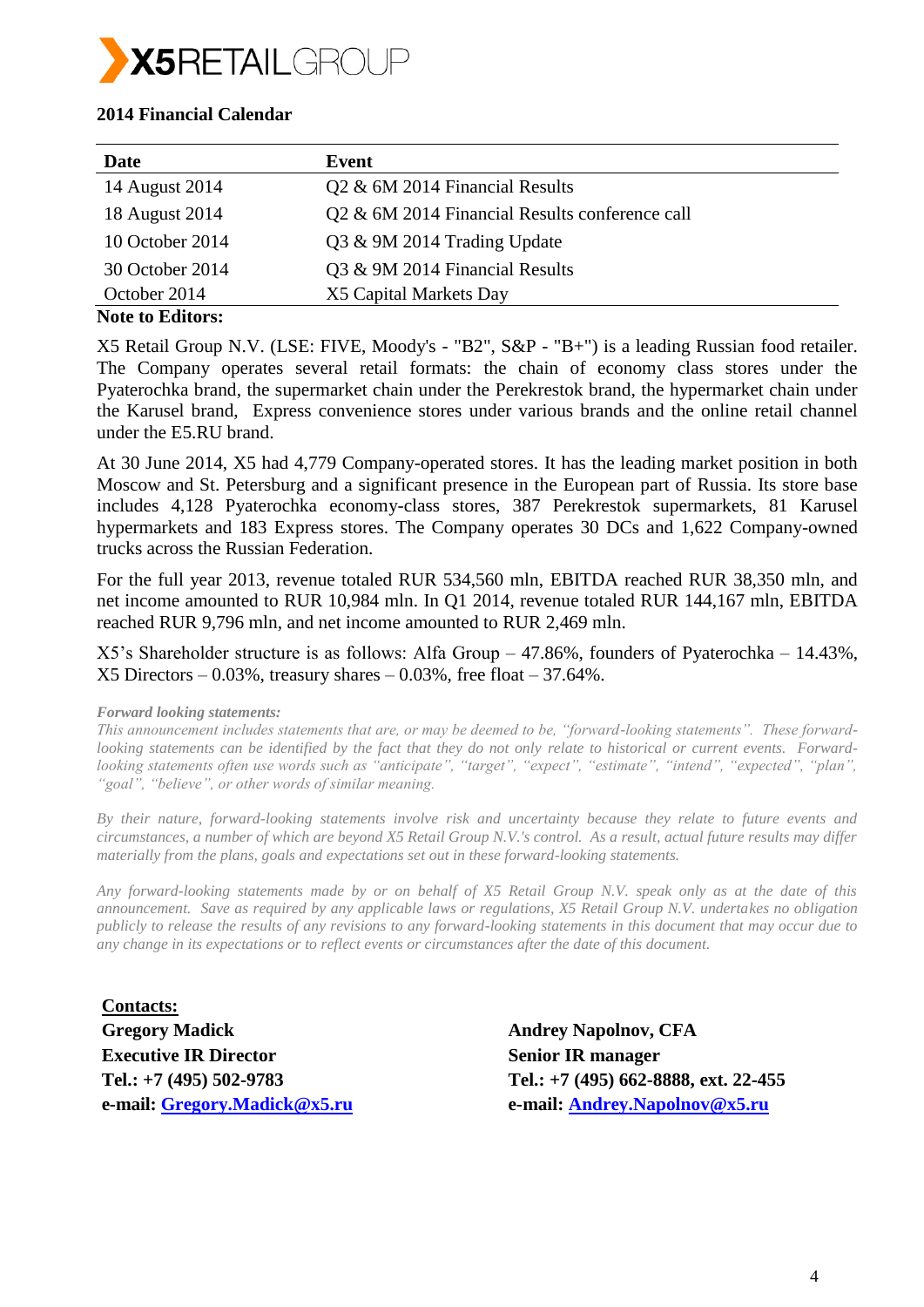X5 RETAIL GROUP

**2014 Financial Calendar**

| Date | Event |
|---|---|
| 14 August 2014 | Q2 & 6M 2014 Financial Results |
| 18 August 2014 | Q2 & 6M 2014 Financial Results conference call |
| 10 October 2014 | Q3 & 9M 2014 Trading Update |
| 30 October 2014 | Q3 & 9M 2014 Financial Results |
| October 2014 | X5 Capital Markets Day |

**Note to Editors:**

X5 Retail Group N.V. (LSE: FIVE, Moody's - "B2", S&P - "B+") is a leading Russian food retailer. The Company operates several retail formats: the chain of economy class stores under the Pyaterochka brand, the supermarket chain under the Perekrestok brand, the hypermarket chain under the Karusel brand, Express convenience stores under various brands and the online retail channel under the E5.RU brand.

At 30 June 2014, X5 had 4,779 Company-operated stores. It has the leading market position in both Moscow and St. Petersburg and a significant presence in the European part of Russia. Its store base includes 4,128 Pyaterochka economy-class stores, 387 Perekrestok supermarkets, 81 Karusel hypermarkets and 183 Express stores. The Company operates 30 DCs and 1,622 Company-owned trucks across the Russian Federation.

For the full year 2013, revenue totaled RUR 534,560 mln, EBITDA reached RUR 38,350 mln, and net income amounted to RUR 10,984 mln. In Q1 2014, revenue totaled RUR 144,167 mln, EBITDA reached RUR 9,796 mln, and net income amounted to RUR 2,469 mln.

X5's Shareholder structure is as follows: Alfa Group – 47.86%, founders of Pyaterochka – 14.43%, X5 Directors – 0.03%, treasury shares – 0.03%, free float – 37.64%.

*Forward looking statements:*

*This announcement includes statements that are, or may be deemed to be, "forward-looking statements". These forward-looking statements can be identified by the fact that they do not only relate to historical or current events. Forward-looking statements often use words such as "anticipate", "target", "expect", "estimate", "intend", "expected", "plan", "goal", "believe", or other words of similar meaning.*

*By their nature, forward-looking statements involve risk and uncertainty because they relate to future events and circumstances, a number of which are beyond X5 Retail Group N.V.'s control. As a result, actual future results may differ materially from the plans, goals and expectations set out in these forward-looking statements.*

*Any forward-looking statements made by or on behalf of X5 Retail Group N.V. speak only as at the date of this announcement. Save as required by any applicable laws or regulations, X5 Retail Group N.V. undertakes no obligation publicly to release the results of any revisions to any forward-looking statements in this document that may occur due to any change in its expectations or to reflect events or circumstances after the date of this document.*

**Contacts:**

**Gregory Madick**
**Executive IR Director**
**Tel.: +7 (495) 502-9783**
**e-mail: Gregory.Madick@x5.ru**

**Andrey Napolnov, CFA**
**Senior IR manager**
**Tel.: +7 (495) 662-8888, ext. 22-455**
**e-mail: Andrey.Napolnov@x5.ru**